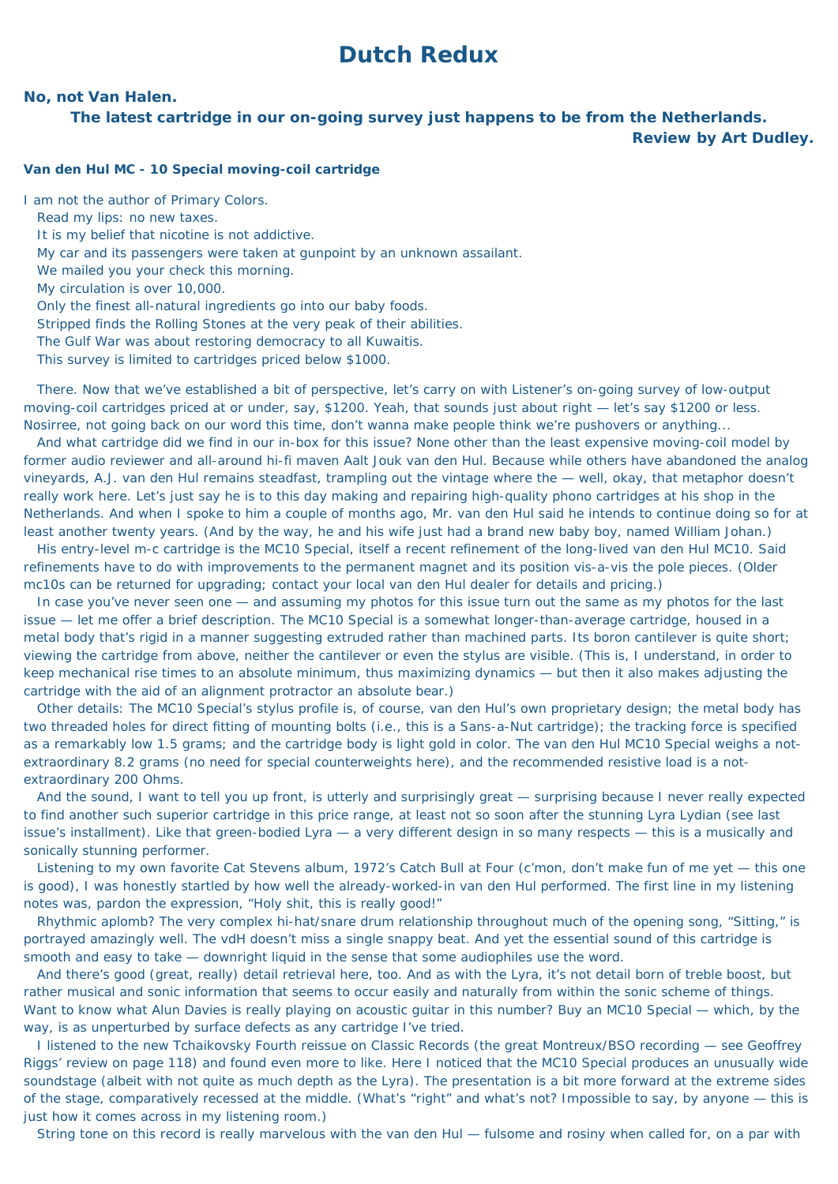# Dutch Redux

**No, not Van Halen.**

**The latest cartridge in our on-going survey just happens to be from the Netherlands.**

**Review by Art Dudley.**

### Van den Hul MC - 10 Special moving-coil cartridge

I am not the author of Primary Colors.
Read my lips: no new taxes.
It is my belief that nicotine is not addictive.
My car and its passengers were taken at gunpoint by an unknown assailant.
We mailed you your check this morning.
My circulation is over 10,000.
Only the finest all-natural ingredients go into our baby foods.
Stripped finds the Rolling Stones at the very peak of their abilities.
The Gulf War was about restoring democracy to all Kuwaitis.
This survey is limited to cartridges priced below $1000.

There. Now that we've established a bit of perspective, let's carry on with Listener's on-going survey of low-output moving-coil cartridges priced at or under, say, $1200. Yeah, that sounds just about right — let's say $1200 or less. Nosirree, not going back on our word this time, don't wanna make people think we're pushovers or anything...

And what cartridge did we find in our in-box for this issue? None other than the least expensive moving-coil model by former audio reviewer and all-around hi-fi maven Aalt Jouk van den Hul. Because while others have abandoned the analog vineyards, A.J. van den Hul remains steadfast, trampling out the vintage where the — well, okay, that metaphor doesn't really work here. Let's just say he is to this day making and repairing high-quality phono cartridges at his shop in the Netherlands. And when I spoke to him a couple of months ago, Mr. van den Hul said he intends to continue doing so for at least another twenty years. (And by the way, he and his wife just had a brand new baby boy, named William Johan.)

His entry-level m-c cartridge is the MC10 Special, itself a recent refinement of the long-lived van den Hul MC10. Said refinements have to do with improvements to the permanent magnet and its position vis-a-vis the pole pieces. (Older mc10s can be returned for upgrading; contact your local van den Hul dealer for details and pricing.)

In case you've never seen one — and assuming my photos for this issue turn out the same as my photos for the last issue — let me offer a brief description. The MC10 Special is a somewhat longer-than-average cartridge, housed in a metal body that's rigid in a manner suggesting extruded rather than machined parts. Its boron cantilever is quite short; viewing the cartridge from above, neither the cantilever or even the stylus are visible. (This is, I understand, in order to keep mechanical rise times to an absolute minimum, thus maximizing dynamics — but then it also makes adjusting the cartridge with the aid of an alignment protractor an absolute bear.)

Other details: The MC10 Special's stylus profile is, of course, van den Hul's own proprietary design; the metal body has two threaded holes for direct fitting of mounting bolts (i.e., this is a Sans-a-Nut cartridge); the tracking force is specified as a remarkably low 1.5 grams; and the cartridge body is light gold in color. The van den Hul MC10 Special weighs a not-extraordinary 8.2 grams (no need for special counterweights here), and the recommended resistive load is a not-extraordinary 200 Ohms.

And the sound, I want to tell you up front, is utterly and surprisingly great — surprising because I never really expected to find another such superior cartridge in this price range, at least not so soon after the stunning Lyra Lydian (see last issue's installment). Like that green-bodied Lyra — a very different design in so many respects — this is a musically and sonically stunning performer.

Listening to my own favorite Cat Stevens album, 1972's Catch Bull at Four (c'mon, don't make fun of me yet — this one is good), I was honestly startled by how well the already-worked-in van den Hul performed. The first line in my listening notes was, pardon the expression, "Holy shit, this is really good!"

Rhythmic aplomb? The very complex hi-hat/snare drum relationship throughout much of the opening song, "Sitting," is portrayed amazingly well. The vdH doesn't miss a single snappy beat. And yet the essential sound of this cartridge is smooth and easy to take — downright liquid in the sense that some audiophiles use the word.

And there's good (great, really) detail retrieval here, too. And as with the Lyra, it's not detail born of treble boost, but rather musical and sonic information that seems to occur easily and naturally from within the sonic scheme of things. Want to know what Alun Davies is really playing on acoustic guitar in this number? Buy an MC10 Special — which, by the way, is as unperturbed by surface defects as any cartridge I've tried.

I listened to the new Tchaikovsky Fourth reissue on Classic Records (the great Montreux/BSO recording — see Geoffrey Riggs' review on page 118) and found even more to like. Here I noticed that the MC10 Special produces an unusually wide soundstage (albeit with not quite as much depth as the Lyra). The presentation is a bit more forward at the extreme sides of the stage, comparatively recessed at the middle. (What's "right" and what's not? Impossible to say, by anyone — this is just how it comes across in my listening room.)

String tone on this record is really marvelous with the van den Hul — fulsome and rosiny when called for, on a par with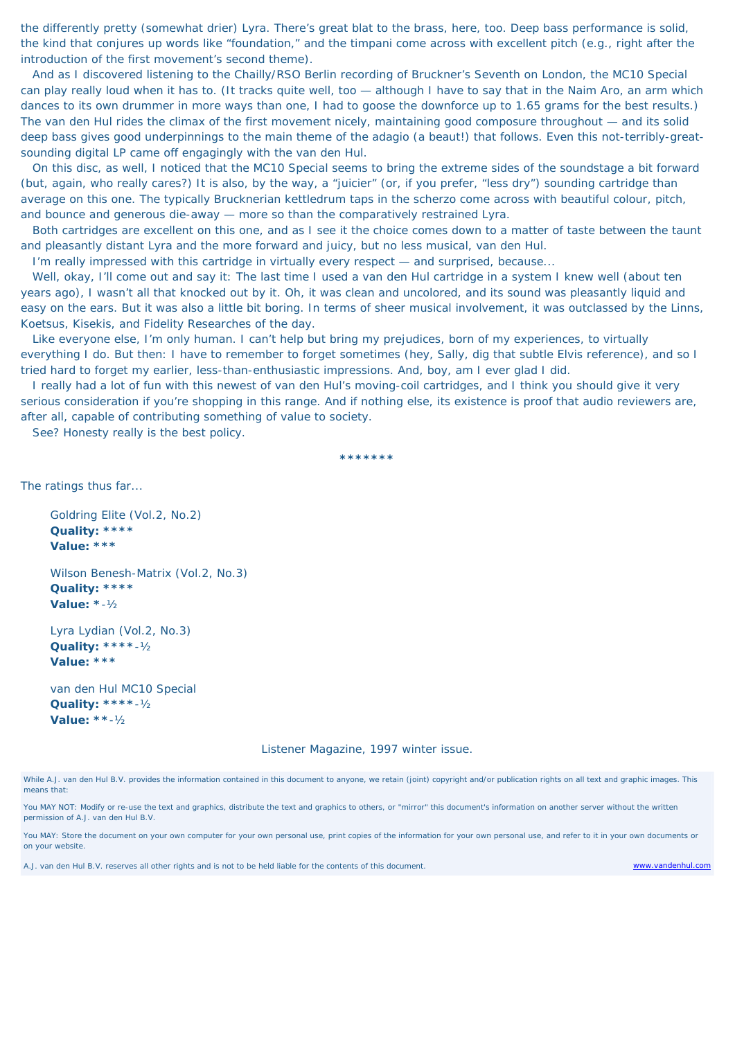the differently pretty (somewhat drier) Lyra. There's great blat to the brass, here, too. Deep bass performance is solid, the kind that conjures up words like "foundation," and the timpani come across with excellent pitch (e.g., right after the introduction of the first movement's second theme).

And as I discovered listening to the Chailly/RSO Berlin recording of Bruckner's Seventh on London, the MC10 Special can play really loud when it has to. (It tracks quite well, too — although I have to say that in the Naim Aro, an arm which dances to its own drummer in more ways than one, I had to goose the downforce up to 1.65 grams for the best results.) The van den Hul rides the climax of the first movement nicely, maintaining good composure throughout — and its solid deep bass gives good underpinnings to the main theme of the adagio (a beaut!) that follows. Even this not-terribly-great-sounding digital LP came off engagingly with the van den Hul.

On this disc, as well, I noticed that the MC10 Special seems to bring the extreme sides of the soundstage a bit forward (but, again, who really cares?) It is also, by the way, a "juicier" (or, if you prefer, "less dry") sounding cartridge than average on this one. The typically Brucknerian kettledrum taps in the scherzo come across with beautiful colour, pitch, and bounce and generous die-away — more so than the comparatively restrained Lyra.

Both cartridges are excellent on this one, and as I see it the choice comes down to a matter of taste between the taunt and pleasantly distant Lyra and the more forward and juicy, but no less musical, van den Hul.

I'm really impressed with this cartridge in virtually every respect — and surprised, because...

Well, okay, I'll come out and say it: The last time I used a van den Hul cartridge in a system I knew well (about ten years ago), I wasn't all that knocked out by it. Oh, it was clean and uncolored, and its sound was pleasantly liquid and easy on the ears. But it was also a little bit boring. In terms of sheer musical involvement, it was outclassed by the Linns, Koetsus, Kisekis, and Fidelity Researches of the day.

Like everyone else, I'm only human. I can't help but bring my prejudices, born of my experiences, to virtually everything I do. But then: I have to remember to forget sometimes (hey, Sally, dig that subtle Elvis reference), and so I tried hard to forget my earlier, less-than-enthusiastic impressions. And, boy, am I ever glad I did.

I really had a lot of fun with this newest of van den Hul's moving-coil cartridges, and I think you should give it very serious consideration if you're shopping in this range. And if nothing else, its existence is proof that audio reviewers are, after all, capable of contributing something of value to society.

See? Honesty really is the best policy.

*******

The ratings thus far...

Goldring Elite (Vol.2, No.2)
**Quality: ****
**Value: *****

Wilson Benesh-Matrix (Vol.2, No.3)
**Quality: ******
**Value: *-½**

Lyra Lydian (Vol.2, No.3)
**Quality: ****-½**
**Value: *****

van den Hul MC10 Special
**Quality: ****-½**
**Value: **-½**

Listener Magazine, 1997 winter issue.

While A.J. van den Hul B.V. provides the information contained in this document to anyone, we retain (joint) copyright and/or publication rights on all text and graphic images. This means that:

You MAY NOT: Modify or re-use the text and graphics, distribute the text and graphics to others, or "mirror" this document's information on another server without the written permission of A.J. van den Hul B.V.

You MAY: Store the document on your own computer for your own personal use, print copies of the information for your own personal use, and refer to it in your own documents or on your website.

A.J. van den Hul B.V. reserves all other rights and is not to be held liable for the contents of this document. www.vandenhul.com